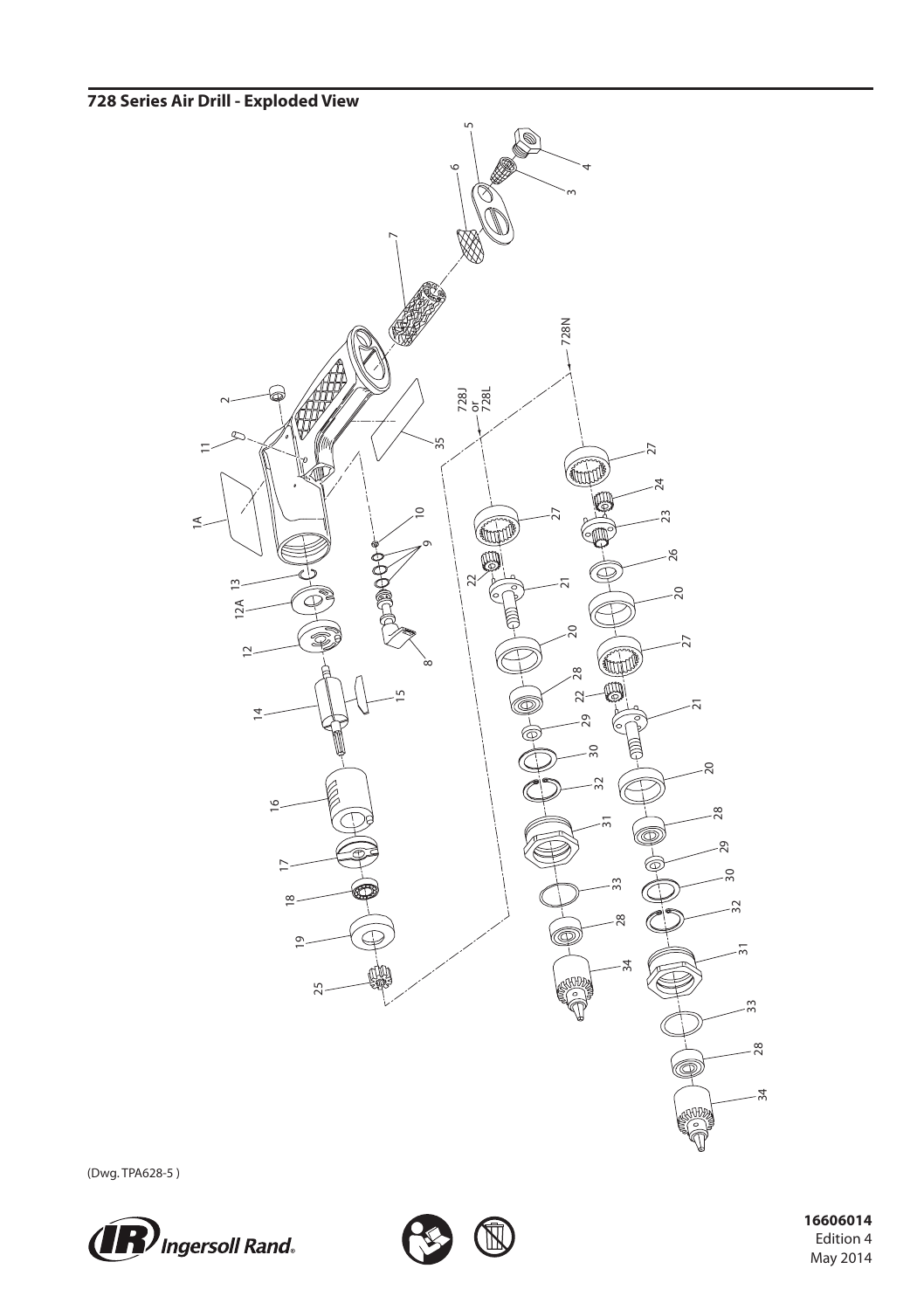**728 Series Air Drill - Exploded View**

(Dwg. TPA628-5 )

**16606014**
Edition 4
May 2014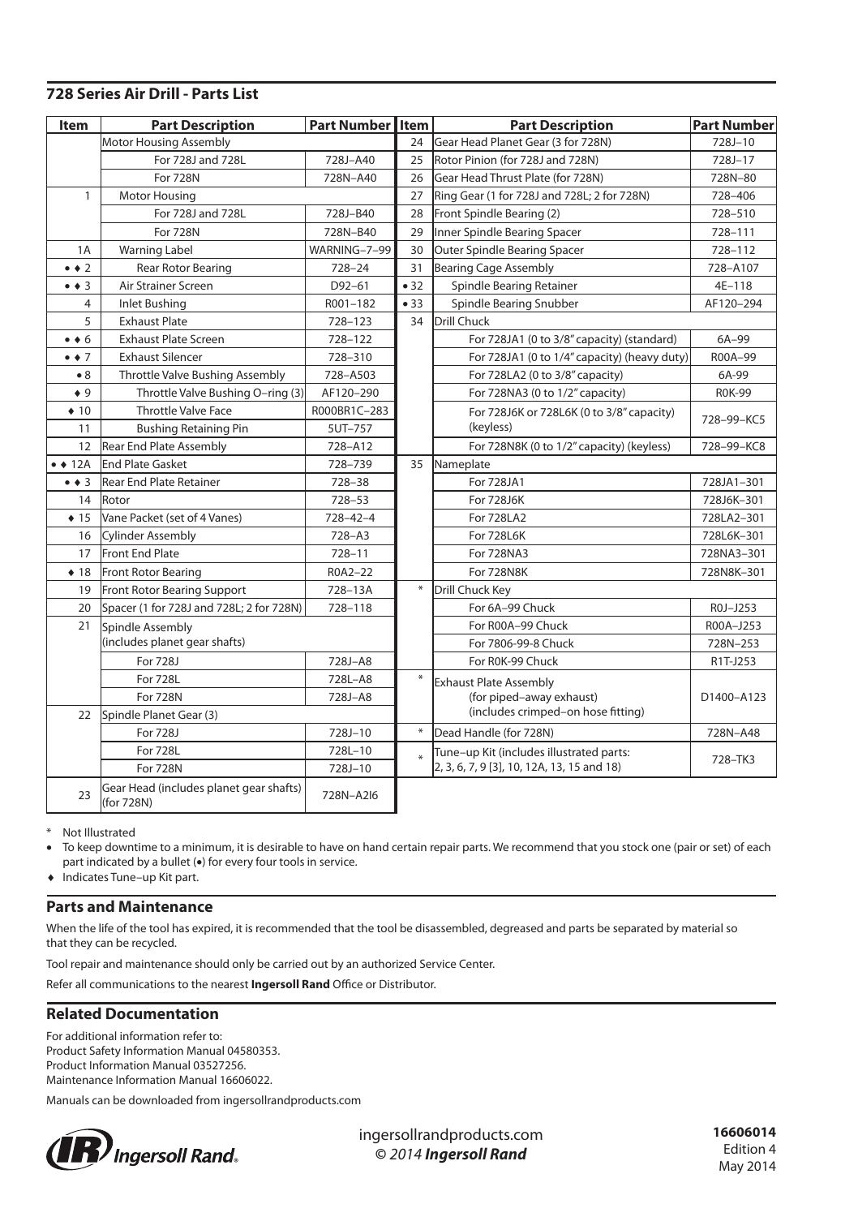## 728 Series Air Drill - Parts List

| Item | Part Description | Part Number | Item | Part Description | Part Number |
|---|---|---|---|---|---|
| | Motor Housing Assembly | | 24 | Gear Head Planet Gear (3 for 728N) | 728J–10 |
| | For 728J and 728L | 728J–A40 | 25 | Rotor Pinion (for 728J and 728N) | 728J–17 |
| | For 728N | 728N–A40 | 26 | Gear Head Thrust Plate (for 728N) | 728N–80 |
| 1 | Motor Housing | | 27 | Ring Gear (1 for 728J and 728L; 2 for 728N) | 728–406 |
| | For 728J and 728L | 728J–B40 | 28 | Front Spindle Bearing (2) | 728–510 |
| | For 728N | 728N–B40 | 29 | Inner Spindle Bearing Spacer | 728–111 |
| 1A | Warning Label | WARNING–7–99 | 30 | Outer Spindle Bearing Spacer | 728–112 |
| • ♦ 2 | Rear Rotor Bearing | 728–24 | 31 | Bearing Cage Assembly | 728–A107 |
| • ♦ 3 | Air Strainer Screen | D92–61 | • 32 | Spindle Bearing Retainer | 4E–118 |
| 4 | Inlet Bushing | R001–182 | • 33 | Spindle Bearing Snubber | AF120–294 |
| 5 | Exhaust Plate | 728–123 | 34 | Drill Chuck | |
| • ♦ 6 | Exhaust Plate Screen | 728–122 | | For 728JA1 (0 to 3/8" capacity) (standard) | 6A–99 |
| • ♦ 7 | Exhaust Silencer | 728–310 | | For 728JA1 (0 to 1/4" capacity) (heavy duty) | R00A–99 |
| • 8 | Throttle Valve Bushing Assembly | 728–A503 | | For 728LA2 (0 to 3/8" capacity) | 6A-99 |
| ♦ 9 | Throttle Valve Bushing O–ring (3) | AF120–290 | | For 728NA3 (0 to 1/2" capacity) | R0K-99 |
| ♦ 10 | Throttle Valve Face | R000BR1C–283 | | For 728J6K or 728L6K (0 to 3/8" capacity) (keyless) | 728–99–KC5 |
| 11 | Bushing Retaining Pin | 5UT–757 | | | |
| 12 | Rear End Plate Assembly | 728–A12 | | For 728N8K (0 to 1/2" capacity) (keyless) | 728–99–KC8 |
| • ♦ 12A | End Plate Gasket | 728–739 | 35 | Nameplate | |
| • ♦ 3 | Rear End Plate Retainer | 728–38 | | For 728JA1 | 728JA1–301 |
| 14 | Rotor | 728–53 | | For 728J6K | 728J6K–301 |
| ♦ 15 | Vane Packet (set of 4 Vanes) | 728–42–4 | | For 728LA2 | 728LA2–301 |
| 16 | Cylinder Assembly | 728–A3 | | For 728L6K | 728L6K–301 |
| 17 | Front End Plate | 728–11 | | For 728NA3 | 728NA3–301 |
| ♦ 18 | Front Rotor Bearing | R0A2–22 | | For 728N8K | 728N8K–301 |
| 19 | Front Rotor Bearing Support | 728–13A | * | Drill Chuck Key | |
| 20 | Spacer (1 for 728J and 728L; 2 for 728N) | 728–118 | | For 6A–99 Chuck | R0J–J253 |
| 21 | Spindle Assembly (includes planet gear shafts) | | | For R00A–99 Chuck | R00A–J253 |
| | | | | For 7806-99-8 Chuck | 728N–253 |
| | For 728J | 728J–A8 | | For R0K-99 Chuck | R1T-J253 |
| | For 728L | 728L–A8 | * | Exhaust Plate Assembly (for piped–away exhaust) (includes crimped–on hose fitting) | D1400–A123 |
| | For 728N | 728J–A8 | | | |
| 22 | Spindle Planet Gear (3) | | | | |
| | For 728J | 728J–10 | * | Dead Handle (for 728N) | 728N–A48 |
| | For 728L | 728L–10 | * | Tune–up Kit (includes illustrated parts: 2, 3, 6, 7, 9 [3], 10, 12A, 13, 15 and 18) | 728–TK3 |
| | For 728N | 728J–10 | | | |
| 23 | Gear Head (includes planet gear shafts) (for 728N) | 728N–A2l6 | | | |

\* Not Illustrated

- To keep downtime to a minimum, it is desirable to have on hand certain repair parts. We recommend that you stock one (pair or set) of each part indicated by a bullet (•) for every four tools in service.

♦ Indicates Tune–up Kit part.

## Parts and Maintenance

When the life of the tool has expired, it is recommended that the tool be disassembled, degreased and parts be separated by material so that they can be recycled.

Tool repair and maintenance should only be carried out by an authorized Service Center.

Refer all communications to the nearest **Ingersoll Rand** Office or Distributor.

## Related Documentation

For additional information refer to:
Product Safety Information Manual 04580353.
Product Information Manual 03527256.
Maintenance Information Manual 16606022.

Manuals can be downloaded from ingersollrandproducts.com

Ingersoll Rand

ingersollrandproducts.com
*© 2014 **Ingersoll Rand***

**16606014**
Edition 4
May 2014